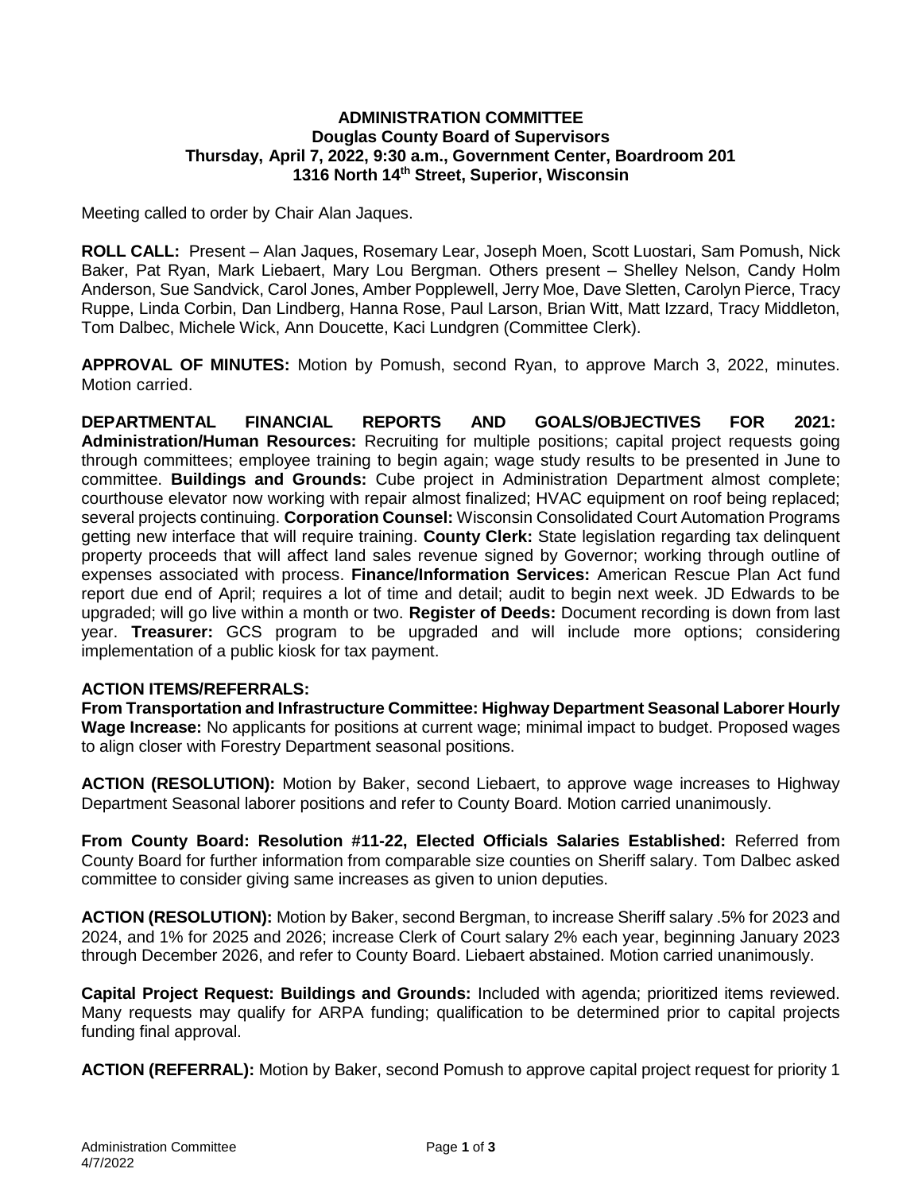**ADMINISTRATION COMMITTEE**
**Douglas County Board of Supervisors**
**Thursday, April 7, 2022, 9:30 a.m., Government Center, Boardroom 201**
**1316 North 14th Street, Superior, Wisconsin**

Meeting called to order by Chair Alan Jaques.

**ROLL CALL:** Present – Alan Jaques, Rosemary Lear, Joseph Moen, Scott Luostari, Sam Pomush, Nick Baker, Pat Ryan, Mark Liebaert, Mary Lou Bergman. Others present – Shelley Nelson, Candy Holm Anderson, Sue Sandvick, Carol Jones, Amber Popplewell, Jerry Moe, Dave Sletten, Carolyn Pierce, Tracy Ruppe, Linda Corbin, Dan Lindberg, Hanna Rose, Paul Larson, Brian Witt, Matt Izzard, Tracy Middleton, Tom Dalbec, Michele Wick, Ann Doucette, Kaci Lundgren (Committee Clerk).

**APPROVAL OF MINUTES:** Motion by Pomush, second Ryan, to approve March 3, 2022, minutes. Motion carried.

**DEPARTMENTAL FINANCIAL REPORTS AND GOALS/OBJECTIVES FOR 2021: Administration/Human Resources:** Recruiting for multiple positions; capital project requests going through committees; employee training to begin again; wage study results to be presented in June to committee. **Buildings and Grounds:** Cube project in Administration Department almost complete; courthouse elevator now working with repair almost finalized; HVAC equipment on roof being replaced; several projects continuing. **Corporation Counsel:** Wisconsin Consolidated Court Automation Programs getting new interface that will require training. **County Clerk:** State legislation regarding tax delinquent property proceeds that will affect land sales revenue signed by Governor; working through outline of expenses associated with process. **Finance/Information Services:** American Rescue Plan Act fund report due end of April; requires a lot of time and detail; audit to begin next week. JD Edwards to be upgraded; will go live within a month or two. **Register of Deeds:** Document recording is down from last year. **Treasurer:** GCS program to be upgraded and will include more options; considering implementation of a public kiosk for tax payment.

**ACTION ITEMS/REFERRALS:**

**From Transportation and Infrastructure Committee: Highway Department Seasonal Laborer Hourly Wage Increase:** No applicants for positions at current wage; minimal impact to budget. Proposed wages to align closer with Forestry Department seasonal positions.

**ACTION (RESOLUTION):** Motion by Baker, second Liebaert, to approve wage increases to Highway Department Seasonal laborer positions and refer to County Board. Motion carried unanimously.

**From County Board: Resolution #11-22, Elected Officials Salaries Established:** Referred from County Board for further information from comparable size counties on Sheriff salary. Tom Dalbec asked committee to consider giving same increases as given to union deputies.

**ACTION (RESOLUTION):** Motion by Baker, second Bergman, to increase Sheriff salary .5% for 2023 and 2024, and 1% for 2025 and 2026; increase Clerk of Court salary 2% each year, beginning January 2023 through December 2026, and refer to County Board. Liebaert abstained. Motion carried unanimously.

**Capital Project Request: Buildings and Grounds:** Included with agenda; prioritized items reviewed. Many requests may qualify for ARPA funding; qualification to be determined prior to capital projects funding final approval.

**ACTION (REFERRAL):** Motion by Baker, second Pomush to approve capital project request for priority 1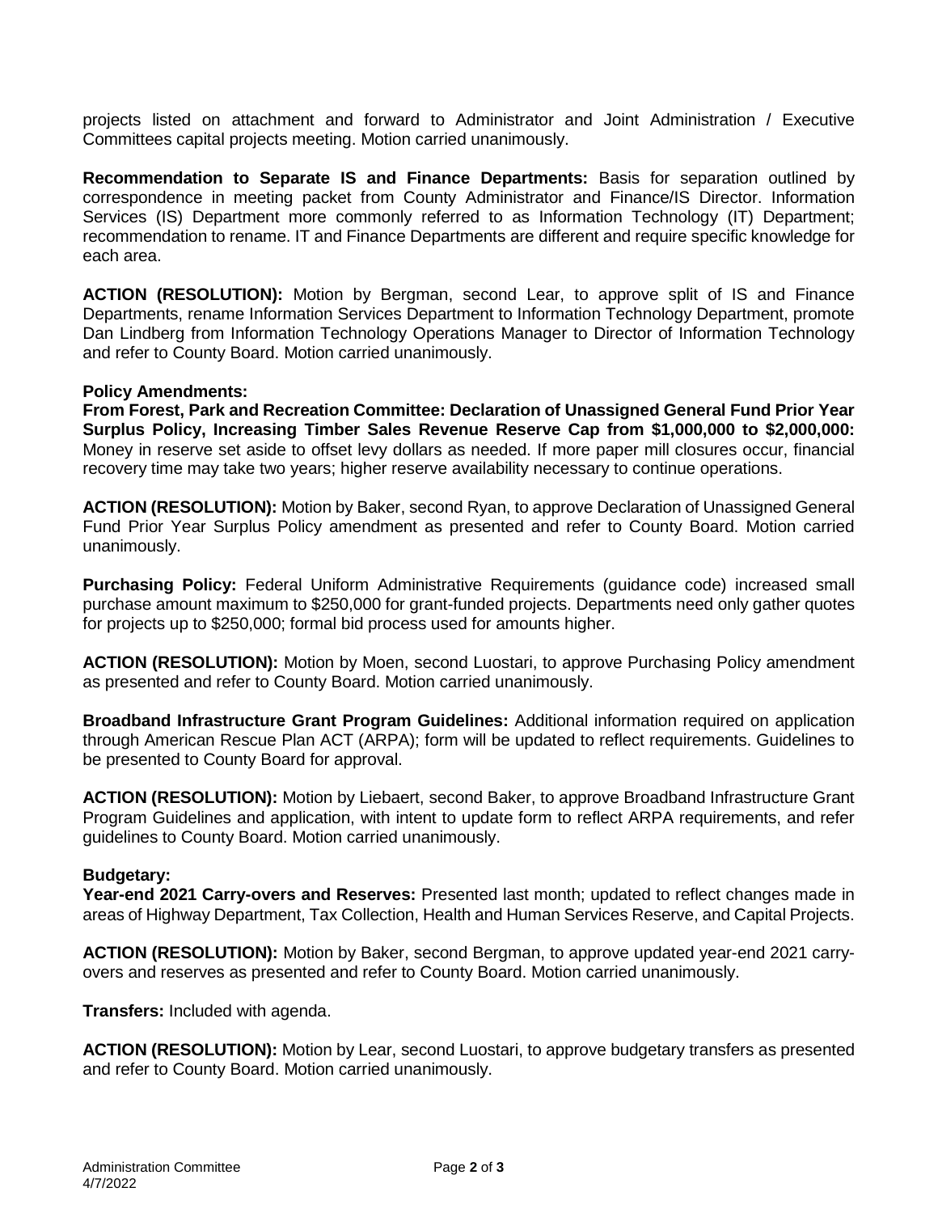projects listed on attachment and forward to Administrator and Joint Administration / Executive Committees capital projects meeting. Motion carried unanimously.

**Recommendation to Separate IS and Finance Departments:** Basis for separation outlined by correspondence in meeting packet from County Administrator and Finance/IS Director. Information Services (IS) Department more commonly referred to as Information Technology (IT) Department; recommendation to rename. IT and Finance Departments are different and require specific knowledge for each area.

**ACTION (RESOLUTION):** Motion by Bergman, second Lear, to approve split of IS and Finance Departments, rename Information Services Department to Information Technology Department, promote Dan Lindberg from Information Technology Operations Manager to Director of Information Technology and refer to County Board. Motion carried unanimously.

**Policy Amendments:**

**From Forest, Park and Recreation Committee: Declaration of Unassigned General Fund Prior Year Surplus Policy, Increasing Timber Sales Revenue Reserve Cap from $1,000,000 to $2,000,000:** Money in reserve set aside to offset levy dollars as needed. If more paper mill closures occur, financial recovery time may take two years; higher reserve availability necessary to continue operations.

**ACTION (RESOLUTION):** Motion by Baker, second Ryan, to approve Declaration of Unassigned General Fund Prior Year Surplus Policy amendment as presented and refer to County Board. Motion carried unanimously.

**Purchasing Policy:** Federal Uniform Administrative Requirements (guidance code) increased small purchase amount maximum to $250,000 for grant-funded projects. Departments need only gather quotes for projects up to $250,000; formal bid process used for amounts higher.

**ACTION (RESOLUTION):** Motion by Moen, second Luostari, to approve Purchasing Policy amendment as presented and refer to County Board. Motion carried unanimously.

**Broadband Infrastructure Grant Program Guidelines:** Additional information required on application through American Rescue Plan ACT (ARPA); form will be updated to reflect requirements. Guidelines to be presented to County Board for approval.

**ACTION (RESOLUTION):** Motion by Liebaert, second Baker, to approve Broadband Infrastructure Grant Program Guidelines and application, with intent to update form to reflect ARPA requirements, and refer guidelines to County Board. Motion carried unanimously.

**Budgetary:**

**Year-end 2021 Carry-overs and Reserves:** Presented last month; updated to reflect changes made in areas of Highway Department, Tax Collection, Health and Human Services Reserve, and Capital Projects.

**ACTION (RESOLUTION):** Motion by Baker, second Bergman, to approve updated year-end 2021 carry-overs and reserves as presented and refer to County Board. Motion carried unanimously.

**Transfers:** Included with agenda.

**ACTION (RESOLUTION):** Motion by Lear, second Luostari, to approve budgetary transfers as presented and refer to County Board. Motion carried unanimously.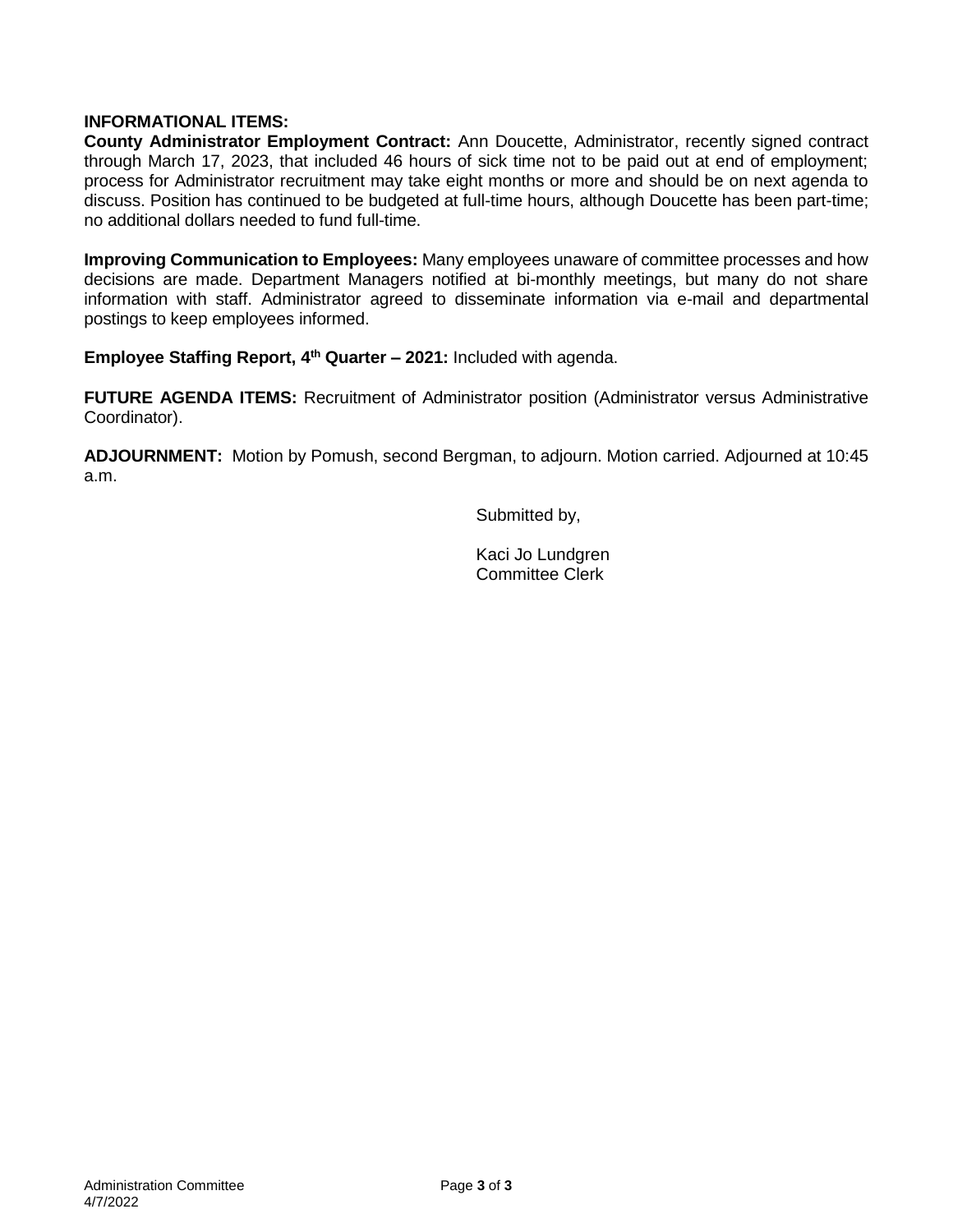**INFORMATIONAL ITEMS:**

**County Administrator Employment Contract:** Ann Doucette, Administrator, recently signed contract through March 17, 2023, that included 46 hours of sick time not to be paid out at end of employment; process for Administrator recruitment may take eight months or more and should be on next agenda to discuss. Position has continued to be budgeted at full-time hours, although Doucette has been part-time; no additional dollars needed to fund full-time.

**Improving Communication to Employees:** Many employees unaware of committee processes and how decisions are made. Department Managers notified at bi-monthly meetings, but many do not share information with staff. Administrator agreed to disseminate information via e-mail and departmental postings to keep employees informed.

**Employee Staffing Report, 4th Quarter – 2021:** Included with agenda.

**FUTURE AGENDA ITEMS:** Recruitment of Administrator position (Administrator versus Administrative Coordinator).

**ADJOURNMENT:** Motion by Pomush, second Bergman, to adjourn. Motion carried. Adjourned at 10:45 a.m.

Submitted by,

Kaci Jo Lundgren
Committee Clerk